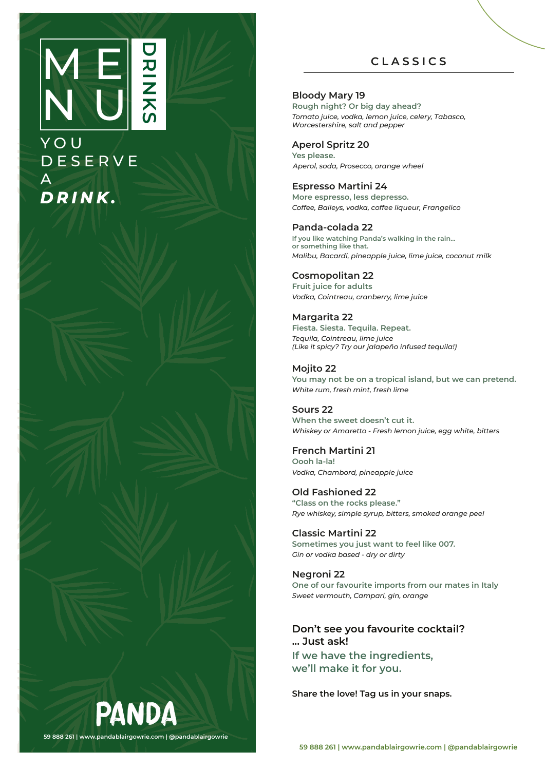# MENU DRINKS

YOU DESERVE A ***DRINK.***

PANDA

59 888 261 | www.pandablairgowrie.com | @pandablairgowrie

## CLASSICS

### Bloody Mary 19
**Rough night? Or big day ahead?**
*Tomato juice, vodka, lemon juice, celery, Tabasco, Worcestershire, salt and pepper*

### Aperol Spritz 20
**Yes please.**
*Aperol, soda, Prosecco, orange wheel*

### Espresso Martini 24
**More espresso, less depresso.**
*Coffee, Baileys, vodka, coffee liqueur, Frangelico*

### Panda-colada 22
**If you like watching Panda's walking in the rain... or something like that.**
*Malibu, Bacardi, pineapple juice, lime juice, coconut milk*

### Cosmopolitan 22
**Fruit juice for adults**
*Vodka, Cointreau, cranberry, lime juice*

### Margarita 22
**Fiesta. Siesta. Tequila. Repeat.**
*Tequila, Cointreau, lime juice*
*(Like it spicy? Try our jalapeño infused tequila!)*

### Mojito 22
**You may not be on a tropical island, but we can pretend.**
*White rum, fresh mint, fresh lime*

### Sours 22
**When the sweet doesn't cut it.**
*Whiskey or Amaretto - Fresh lemon juice, egg white, bitters*

### French Martini 21
**Oooh la-la!**
*Vodka, Chambord, pineapple juice*

### Old Fashioned 22
**"Class on the rocks please."**
*Rye whiskey, simple syrup, bitters, smoked orange peel*

### Classic Martini 22
**Sometimes you just want to feel like 007.**
*Gin or vodka based - dry or dirty*

### Negroni 22
**One of our favourite imports from our mates in Italy**
*Sweet vermouth, Campari, gin, orange*

**Don't see you favourite cocktail? ... Just ask!**

**If we have the ingredients, we'll make it for you.**

**Share the love! Tag us in your snaps.**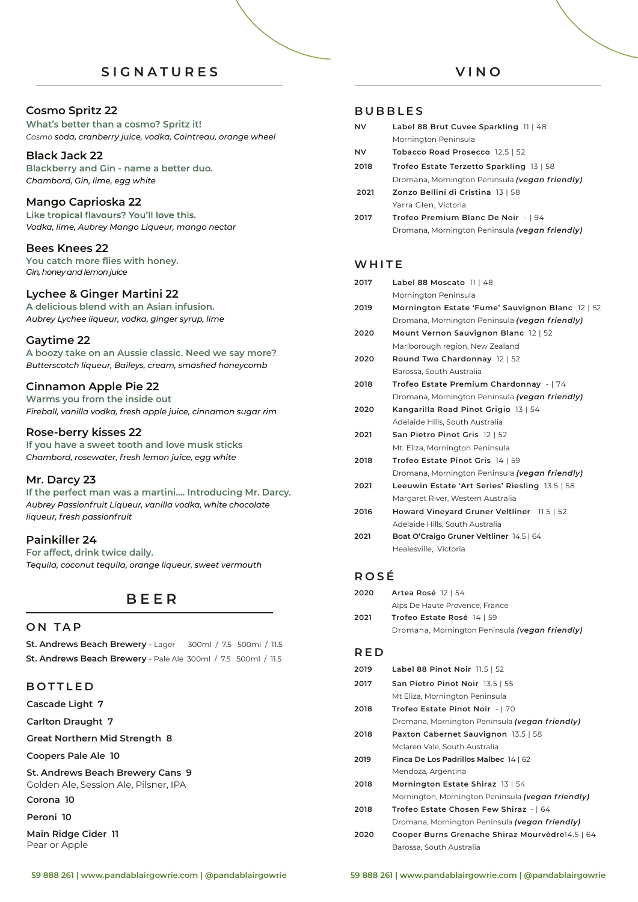## SIGNATURES

### Cosmo Spritz 22
**What's better than a cosmo? Spritz it!**
*Cosmo soda, cranberry juice, vodka, Cointreau, orange wheel*

### Black Jack 22
**Blackberry and Gin - name a better duo.**
*Chambord, Gin, lime, egg white*

### Mango Caprioska 22
**Like tropical flavours? You'll love this.**
*Vodka, lime, Aubrey Mango Liqueur, mango nectar*

### Bees Knees 22
**You catch more flies with honey.**
*Gin, honey and lemon juice*

### Lychee & Ginger Martini 22
**A delicious blend with an Asian infusion.**
*Aubrey Lychee liqueur, vodka, ginger syrup, lime*

### Gaytime 22
**A boozy take on an Aussie classic. Need we say more?**
*Butterscotch liqueur, Baileys, cream, smashed honeycomb*

### Cinnamon Apple Pie 22
**Warms you from the inside out**
*Fireball, vanilla vodka, fresh apple juice, cinnamon sugar rim*

### Rose-berry kisses 22
**If you have a sweet tooth and love musk sticks**
*Chambord, rosewater, fresh lemon juice, egg white*

### Mr. Darcy 23
**If the perfect man was a martini.... Introducing Mr. Darcy.**
*Aubrey Passionfruit Liqueur, vanilla vodka, white chocolate liqueur, fresh passionfruit*

### Painkiller 24
**For affect, drink twice daily.**
*Tequila, coconut tequila, orange liqueur, sweet vermouth*

## BEER

### ON TAP

**St. Andrews Beach Brewery** - Lager 300ml / 7.5 500ml / 11.5
**St. Andrews Beach Brewery** - Pale Ale 300ml / 7.5 500ml / 11.5

### BOTTLED

**Cascade Light 7**

**Carlton Draught 7**

**Great Northern Mid Strength 8**

**Coopers Pale Ale 10**

**St. Andrews Beach Brewery Cans 9**
Golden Ale, Session Ale, Pilsner, IPA

**Corona 10**

**Peroni 10**

**Main Ridge Cider 11**
Pear or Apple

## VINO

### BUBBLES

**NV** **Label 88 Brut Cuvee Sparkling** 11 | 48
Mornington Peninsula

**NV** **Tobacco Road Prosecco** 12.5 | 52

**2018** **Trofeo Estate Terzetto Sparkling** 13 | 58
Dromana, Mornington Peninsula ***(vegan friendly)***

**2021** **Zonzo Bellini di Cristina** 13 | 58
Yarra Glen, Victoria

**2017** **Trofeo Premium Blanc De Noir** - | 94
Dromana, Mornington Peninsula ***(vegan friendly)***

### WHITE

**2017** **Label 88 Moscato** 11 | 48
Mornington Peninsula

**2019** **Mornington Estate 'Fume' Sauvignon Blanc** 12 | 52
Dromana, Mornington Peninsula ***(vegan friendly)***

**2020** **Mount Vernon Sauvignon Blanc** 12 | 52
Marlborough region, New Zealand

**2020** **Round Two Chardonnay** 12 | 52
Barossa, South Australia

**2018** **Trofeo Estate Premium Chardonnay** - | 74
Dromana, Mornington Peninsula ***(vegan friendly)***

**2020** **Kangarilla Road Pinot Grigio** 13 | 54
Adelaide Hills, South Australia

**2021** **San Pietro Pinot Gris** 12 | 52
Mt. Eliza, Mornington Peninsula

**2018** **Trofeo Estate Pinot Gris** 14 | 59
Dromana, Mornington Peninsula ***(vegan friendly)***

**2021** **Leeuwin Estate 'Art Series' Riesling** 13.5 | 58
Margaret River, Western Australia

**2016** **Howard Vineyard Gruner Veltliner** 11.5 | 52
Adelaide Hills, South Australia

**2021** **Boat O'Craigo Gruner Veltliner** 14.5 | 64
Healesville, Victoria

### ROSÉ

**2020** **Artea Rosé** 12 | 54
Alps De Haute Provence, France

**2021** **Trofeo Estate Rosé** 14 | 59
Dromana, Mornington Peninsula ***(vegan friendly)***

### RED

**2019** **Label 88 Pinot Noir** 11.5 | 52

**2017** **San Pietro Pinot Noir** 13.5 | 55
Mt Eliza, Mornington Peninsula

**2018** **Trofeo Estate Pinot Noir** - | 70
Dromana, Mornington Peninsula ***(vegan friendly)***

**2018** **Paxton Cabernet Sauvignon** 13.5 | 58
Mclaren Vale, South Australia

**2019** **Finca De Los Padrillos Malbec** 14 | 62
Mendoza, Argentina

**2018** **Mornington Estate Shiraz** 13 | 54
Mornington, Mornington Peninsula ***(vegan friendly)***

**2018** **Trofeo Estate Chosen Few Shiraz** - | 64
Dromana, Mornington Peninsula ***(vegan friendly)***

**2020** **Cooper Burns Grenache Shiraz Mourvèdre** 14.5 | 64
Barossa, South Australia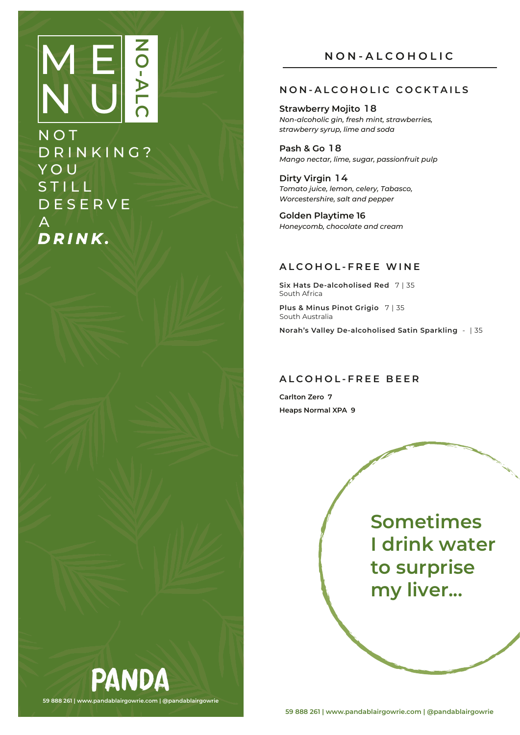# MENU NO-ALC

NOT DRINKING? YOU STILL DESERVE A ***DRINK.***

PANDA

59 888 261 | www.pandablairgowrie.com | @pandablairgowrie

## NON-ALCOHOLIC

### NON-ALCOHOLIC COCKTAILS

**Strawberry Mojito 18**
*Non-alcoholic gin, fresh mint, strawberries, strawberry syrup, lime and soda*

**Pash & Go 18**
*Mango nectar, lime, sugar, passionfruit pulp*

**Dirty Virgin 14**
*Tomato juice, lemon, celery, Tabasco, Worcestershire, salt and pepper*

**Golden Playtime 16**
*Honeycomb, chocolate and cream*

### ALCOHOL-FREE WINE

**Six Hats De-alcoholised Red** 7 | 35
South Africa

**Plus & Minus Pinot Grigio** 7 | 35
South Australia

**Norah's Valley De-alcoholised Satin Sparkling** - | 35

### ALCOHOL-FREE BEER

**Carlton Zero 7**

**Heaps Normal XPA 9**

**Sometimes I drink water to surprise my liver...**

59 888 261 | www.pandablairgowrie.com | @pandablairgowrie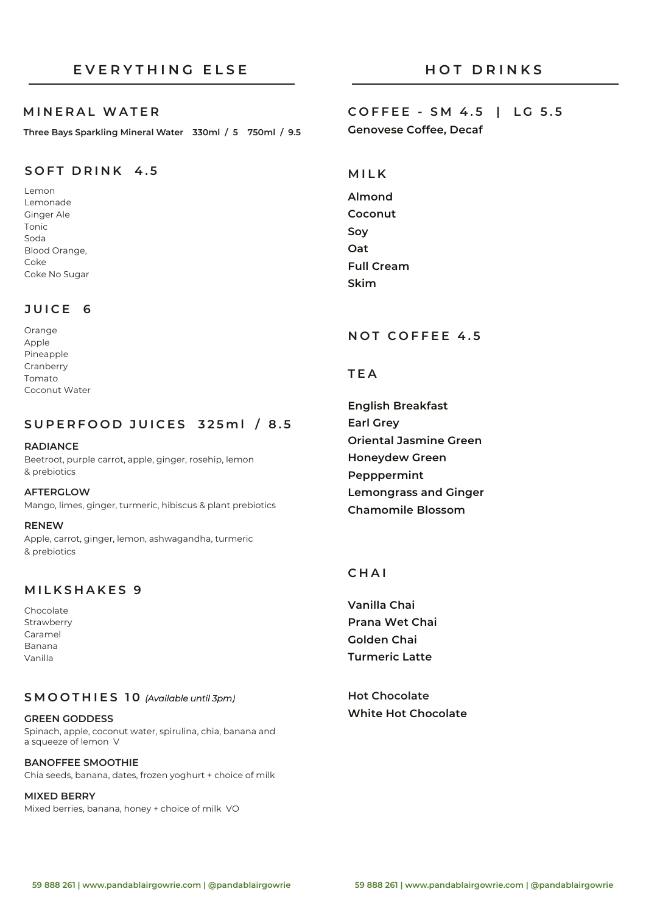## EVERYTHING ELSE

### MINERAL WATER

**Three Bays Sparkling Mineral Water 330ml / 5 750ml / 9.5**

### SOFT DRINK 4.5

Lemon
Lemonade
Ginger Ale
Tonic
Soda
Blood Orange,
Coke
Coke No Sugar

### JUICE 6

Orange
Apple
Pineapple
Cranberry
Tomato
Coconut Water

### SUPERFOOD JUICES 325ml / 8.5

**RADIANCE**
Beetroot, purple carrot, apple, ginger, rosehip, lemon & prebiotics

**AFTERGLOW**
Mango, limes, ginger, turmeric, hibiscus & plant prebiotics

**RENEW**
Apple, carrot, ginger, lemon, ashwagandha, turmeric & prebiotics

### MILKSHAKES 9

Chocolate
Strawberry
Caramel
Banana
Vanilla

### SMOOTHIES 10 *(Available until 3pm)*

**GREEN GODDESS**
Spinach, apple, coconut water, spirulina, chia, banana and a squeeze of lemon V

**BANOFFEE SMOOTHIE**
Chia seeds, banana, dates, frozen yoghurt + choice of milk

**MIXED BERRY**
Mixed berries, banana, honey + choice of milk VO

## HOT DRINKS

### COFFEE - SM 4.5 | LG 5.5

**Genovese Coffee, Decaf**

### MILK

**Almond**
**Coconut**
**Soy**
**Oat**
**Full Cream**
**Skim**

### NOT COFFEE 4.5

### TEA

**English Breakfast**
**Earl Grey**
**Oriental Jasmine Green**
**Honeydew Green**
**Pepppermint**
**Lemongrass and Ginger**
**Chamomile Blossom**

### CHAI

**Vanilla Chai**
**Prana Wet Chai**
**Golden Chai**
**Turmeric Latte**

**Hot Chocolate**
**White Hot Chocolate**

59 888 261 | www.pandablairgowrie.com | @pandablairgowrie